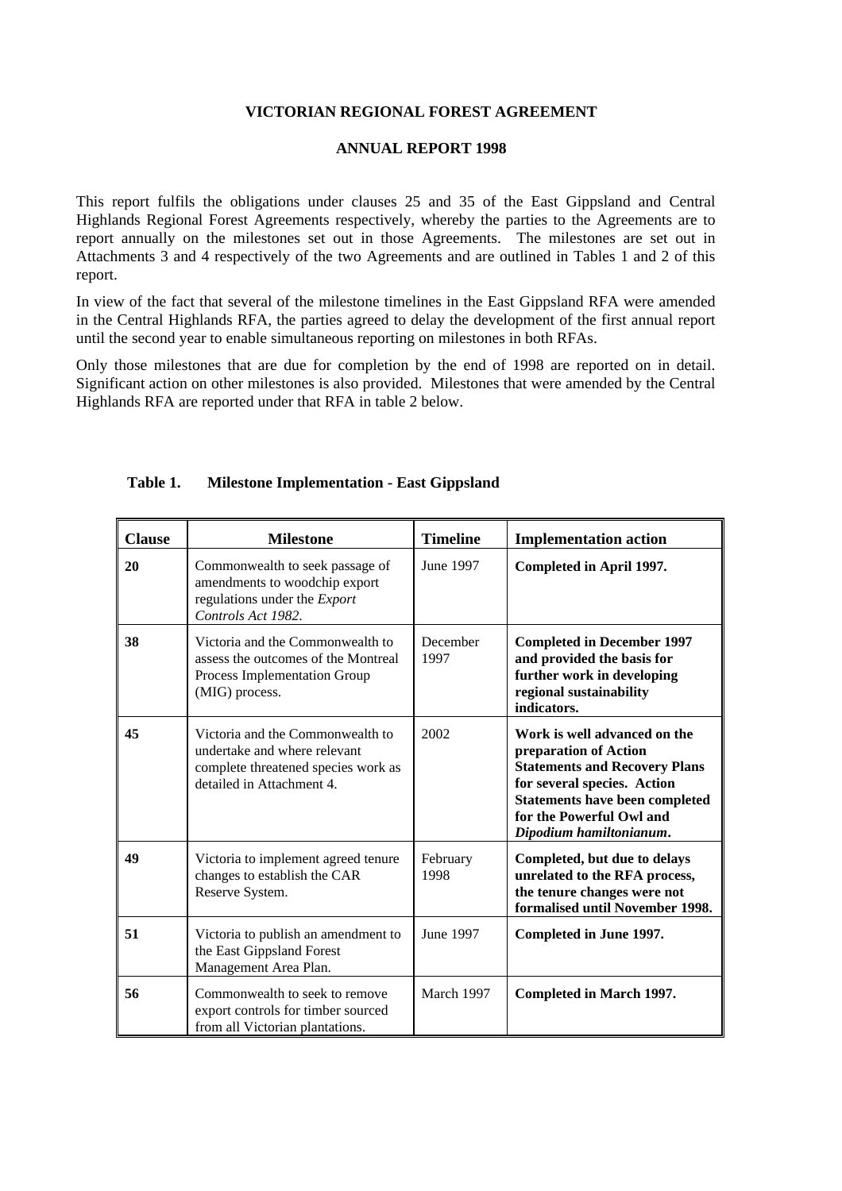# VICTORIAN REGIONAL FOREST AGREEMENT

## ANNUAL REPORT 1998

This report fulfils the obligations under clauses 25 and 35 of the East Gippsland and Central Highlands Regional Forest Agreements respectively, whereby the parties to the Agreements are to report annually on the milestones set out in those Agreements. The milestones are set out in Attachments 3 and 4 respectively of the two Agreements and are outlined in Tables 1 and 2 of this report.

In view of the fact that several of the milestone timelines in the East Gippsland RFA were amended in the Central Highlands RFA, the parties agreed to delay the development of the first annual report until the second year to enable simultaneous reporting on milestones in both RFAs.

Only those milestones that are due for completion by the end of 1998 are reported on in detail. Significant action on other milestones is also provided. Milestones that were amended by the Central Highlands RFA are reported under that RFA in table 2 below.

**Table 1. Milestone Implementation - East Gippsland**

| Clause | Milestone | Timeline | Implementation action |
|---|---|---|---|
| **20** | Commonwealth to seek passage of amendments to woodchip export regulations under the *Export Controls Act 1982*. | June 1997 | **Completed in April 1997.** |
| **38** | Victoria and the Commonwealth to assess the outcomes of the Montreal Process Implementation Group (MIG) process. | December 1997 | **Completed in December 1997 and provided the basis for further work in developing regional sustainability indicators.** |
| **45** | Victoria and the Commonwealth to undertake and where relevant complete threatened species work as detailed in Attachment 4. | 2002 | **Work is well advanced on the preparation of Action Statements and Recovery Plans for several species. Action Statements have been completed for the Powerful Owl and *Dipodium hamiltonianum*.** |
| **49** | Victoria to implement agreed tenure changes to establish the CAR Reserve System. | February 1998 | **Completed, but due to delays unrelated to the RFA process, the tenure changes were not formalised until November 1998.** |
| **51** | Victoria to publish an amendment to the East Gippsland Forest Management Area Plan. | June 1997 | **Completed in June 1997.** |
| **56** | Commonwealth to seek to remove export controls for timber sourced from all Victorian plantations. | March 1997 | **Completed in March 1997.** |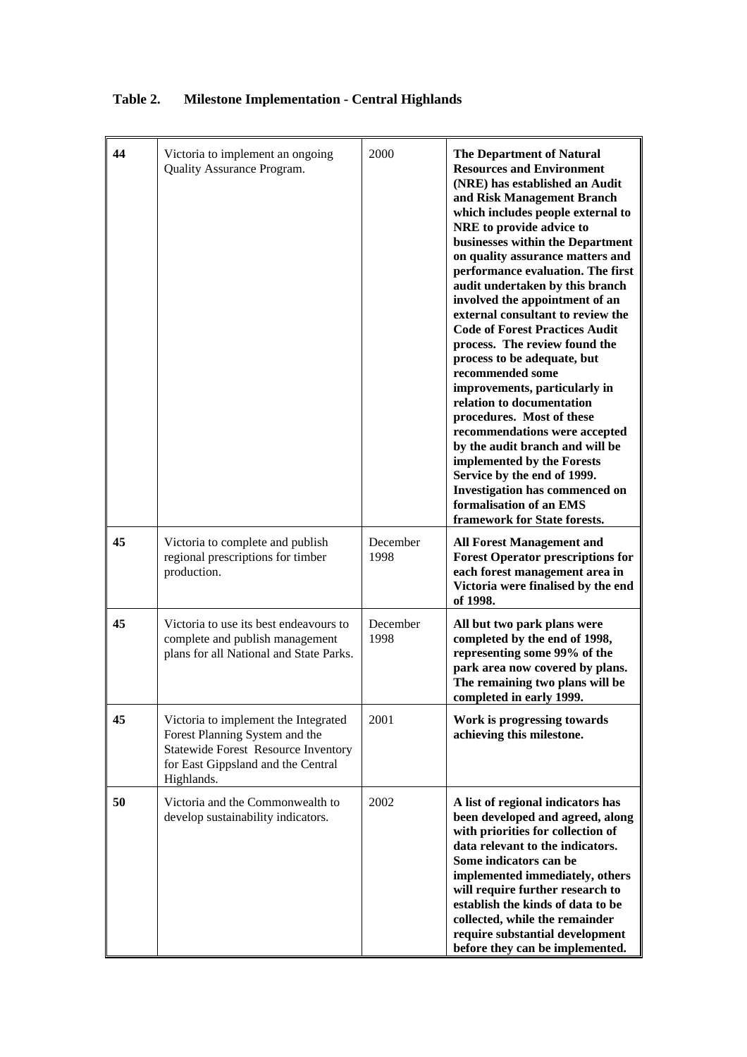**Table 2. Milestone Implementation - Central Highlands**

| | | | |
|---|---|---|---|
| **44** | Victoria to implement an ongoing Quality Assurance Program. | 2000 | **The Department of Natural Resources and Environment (NRE) has established an Audit and Risk Management Branch which includes people external to NRE to provide advice to businesses within the Department on quality assurance matters and performance evaluation. The first audit undertaken by this branch involved the appointment of an external consultant to review the Code of Forest Practices Audit process. The review found the process to be adequate, but recommended some improvements, particularly in relation to documentation procedures. Most of these recommendations were accepted by the audit branch and will be implemented by the Forests Service by the end of 1999. Investigation has commenced on formalisation of an EMS framework for State forests.** |
| **45** | Victoria to complete and publish regional prescriptions for timber production. | December 1998 | **All Forest Management and Forest Operator prescriptions for each forest management area in Victoria were finalised by the end of 1998.** |
| **45** | Victoria to use its best endeavours to complete and publish management plans for all National and State Parks. | December 1998 | **All but two park plans were completed by the end of 1998, representing some 99% of the park area now covered by plans. The remaining two plans will be completed in early 1999.** |
| **45** | Victoria to implement the Integrated Forest Planning System and the Statewide Forest Resource Inventory for East Gippsland and the Central Highlands. | 2001 | **Work is progressing towards achieving this milestone.** |
| **50** | Victoria and the Commonwealth to develop sustainability indicators. | 2002 | **A list of regional indicators has been developed and agreed, along with priorities for collection of data relevant to the indicators. Some indicators can be implemented immediately, others will require further research to establish the kinds of data to be collected, while the remainder require substantial development before they can be implemented.** |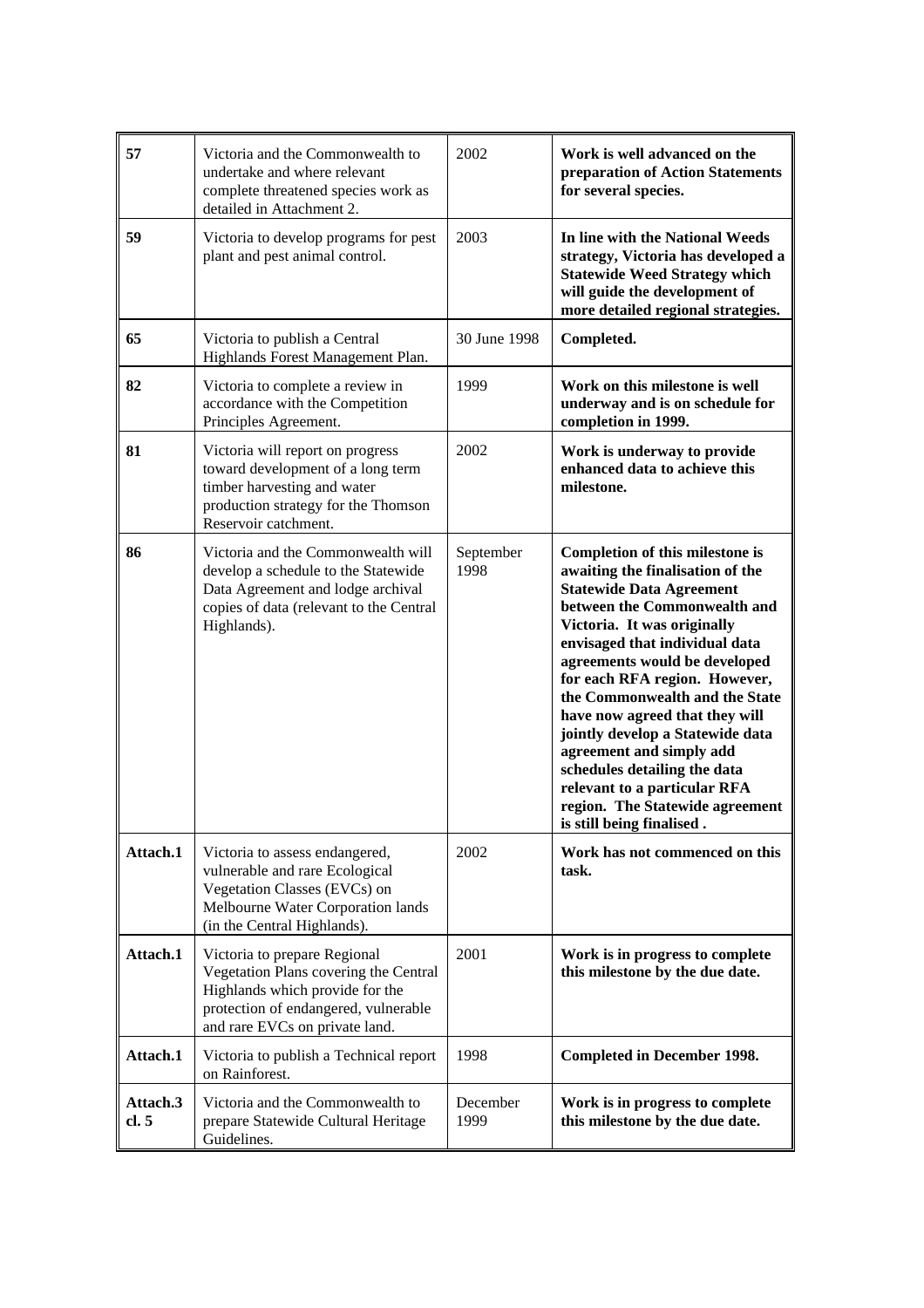| | | | |
|---|---|---|---|
| **57** | Victoria and the Commonwealth to undertake and where relevant complete threatened species work as detailed in Attachment 2. | 2002 | **Work is well advanced on the preparation of Action Statements for several species.** |
| **59** | Victoria to develop programs for pest plant and pest animal control. | 2003 | **In line with the National Weeds strategy, Victoria has developed a Statewide Weed Strategy which will guide the development of more detailed regional strategies.** |
| **65** | Victoria to publish a Central Highlands Forest Management Plan. | 30 June 1998 | **Completed.** |
| **82** | Victoria to complete a review in accordance with the Competition Principles Agreement. | 1999 | **Work on this milestone is well underway and is on schedule for completion in 1999.** |
| **81** | Victoria will report on progress toward development of a long term timber harvesting and water production strategy for the Thomson Reservoir catchment. | 2002 | **Work is underway to provide enhanced data to achieve this milestone.** |
| **86** | Victoria and the Commonwealth will develop a schedule to the Statewide Data Agreement and lodge archival copies of data (relevant to the Central Highlands). | September 1998 | **Completion of this milestone is awaiting the finalisation of the Statewide Data Agreement between the Commonwealth and Victoria. It was originally envisaged that individual data agreements would be developed for each RFA region. However, the Commonwealth and the State have now agreed that they will jointly develop a Statewide data agreement and simply add schedules detailing the data relevant to a particular RFA region. The Statewide agreement is still being finalised .** |
| **Attach.1** | Victoria to assess endangered, vulnerable and rare Ecological Vegetation Classes (EVCs) on Melbourne Water Corporation lands (in the Central Highlands). | 2002 | **Work has not commenced on this task.** |
| **Attach.1** | Victoria to prepare Regional Vegetation Plans covering the Central Highlands which provide for the protection of endangered, vulnerable and rare EVCs on private land. | 2001 | **Work is in progress to complete this milestone by the due date.** |
| **Attach.1** | Victoria to publish a Technical report on Rainforest. | 1998 | **Completed in December 1998.** |
| **Attach.3 cl. 5** | Victoria and the Commonwealth to prepare Statewide Cultural Heritage Guidelines. | December 1999 | **Work is in progress to complete this milestone by the due date.** |